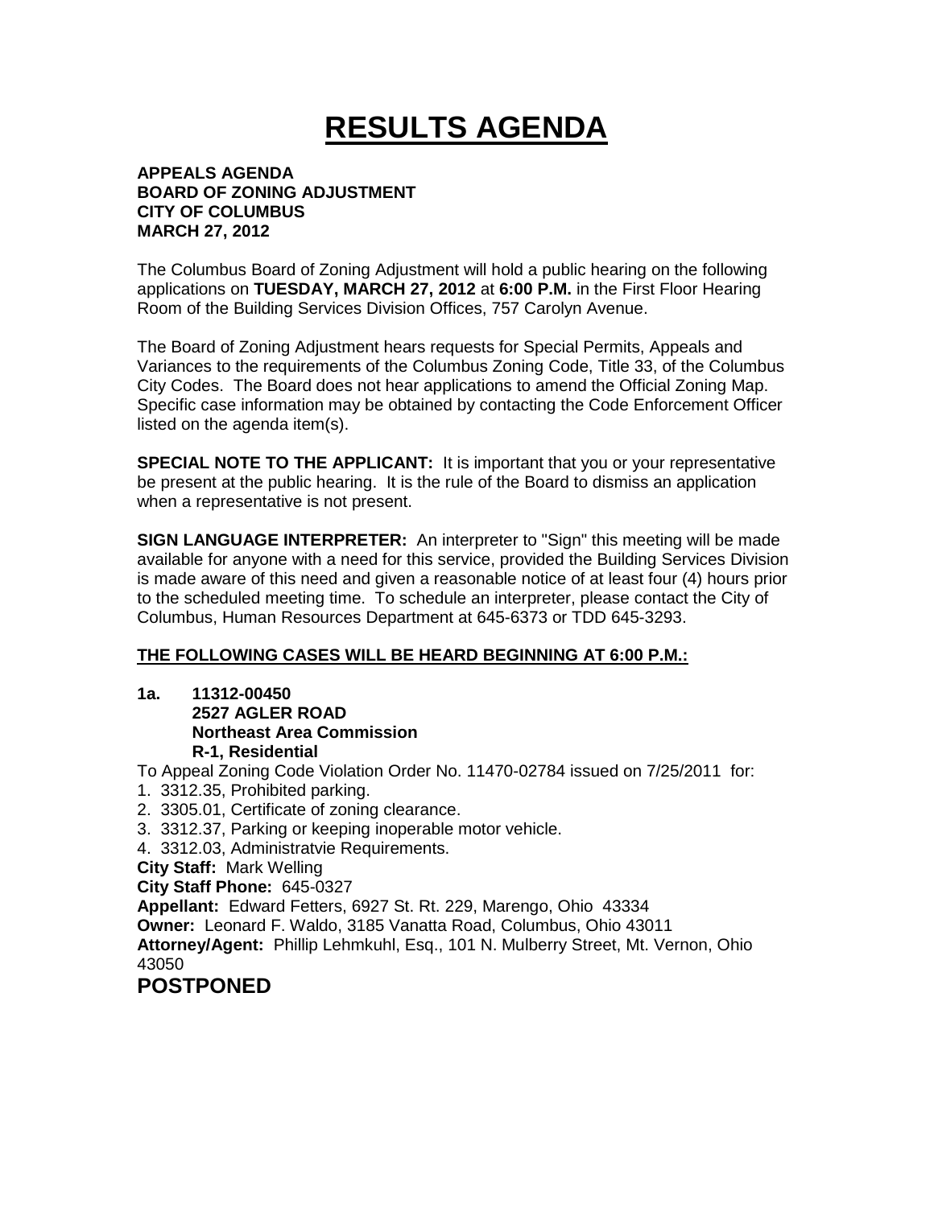# RESULTS AGENDA

**APPEALS AGENDA**
**BOARD OF ZONING ADJUSTMENT**
**CITY OF COLUMBUS**
**MARCH 27, 2012**

The Columbus Board of Zoning Adjustment will hold a public hearing on the following applications on **TUESDAY, MARCH 27, 2012** at **6:00 P.M.** in the First Floor Hearing Room of the Building Services Division Offices, 757 Carolyn Avenue.

The Board of Zoning Adjustment hears requests for Special Permits, Appeals and Variances to the requirements of the Columbus Zoning Code, Title 33, of the Columbus City Codes. The Board does not hear applications to amend the Official Zoning Map. Specific case information may be obtained by contacting the Code Enforcement Officer listed on the agenda item(s).

**SPECIAL NOTE TO THE APPLICANT:** It is important that you or your representative be present at the public hearing. It is the rule of the Board to dismiss an application when a representative is not present.

**SIGN LANGUAGE INTERPRETER:** An interpreter to "Sign" this meeting will be made available for anyone with a need for this service, provided the Building Services Division is made aware of this need and given a reasonable notice of at least four (4) hours prior to the scheduled meeting time. To schedule an interpreter, please contact the City of Columbus, Human Resources Department at 645-6373 or TDD 645-3293.

**THE FOLLOWING CASES WILL BE HEARD BEGINNING AT 6:00 P.M.:**

**1a. 11312-00450**
**2527 AGLER ROAD**
**Northeast Area Commission**
**R-1, Residential**

To Appeal Zoning Code Violation Order No. 11470-02784 issued on 7/25/2011 for:

1. 3312.35, Prohibited parking.
2. 3305.01, Certificate of zoning clearance.
3. 3312.37, Parking or keeping inoperable motor vehicle.
4. 3312.03, Administratvie Requirements.

**City Staff:** Mark Welling
**City Staff Phone:** 645-0327
**Appellant:** Edward Fetters, 6927 St. Rt. 229, Marengo, Ohio 43334
**Owner:** Leonard F. Waldo, 3185 Vanatta Road, Columbus, Ohio 43011
**Attorney/Agent:** Phillip Lehmkuhl, Esq., 101 N. Mulberry Street, Mt. Vernon, Ohio 43050

## POSTPONED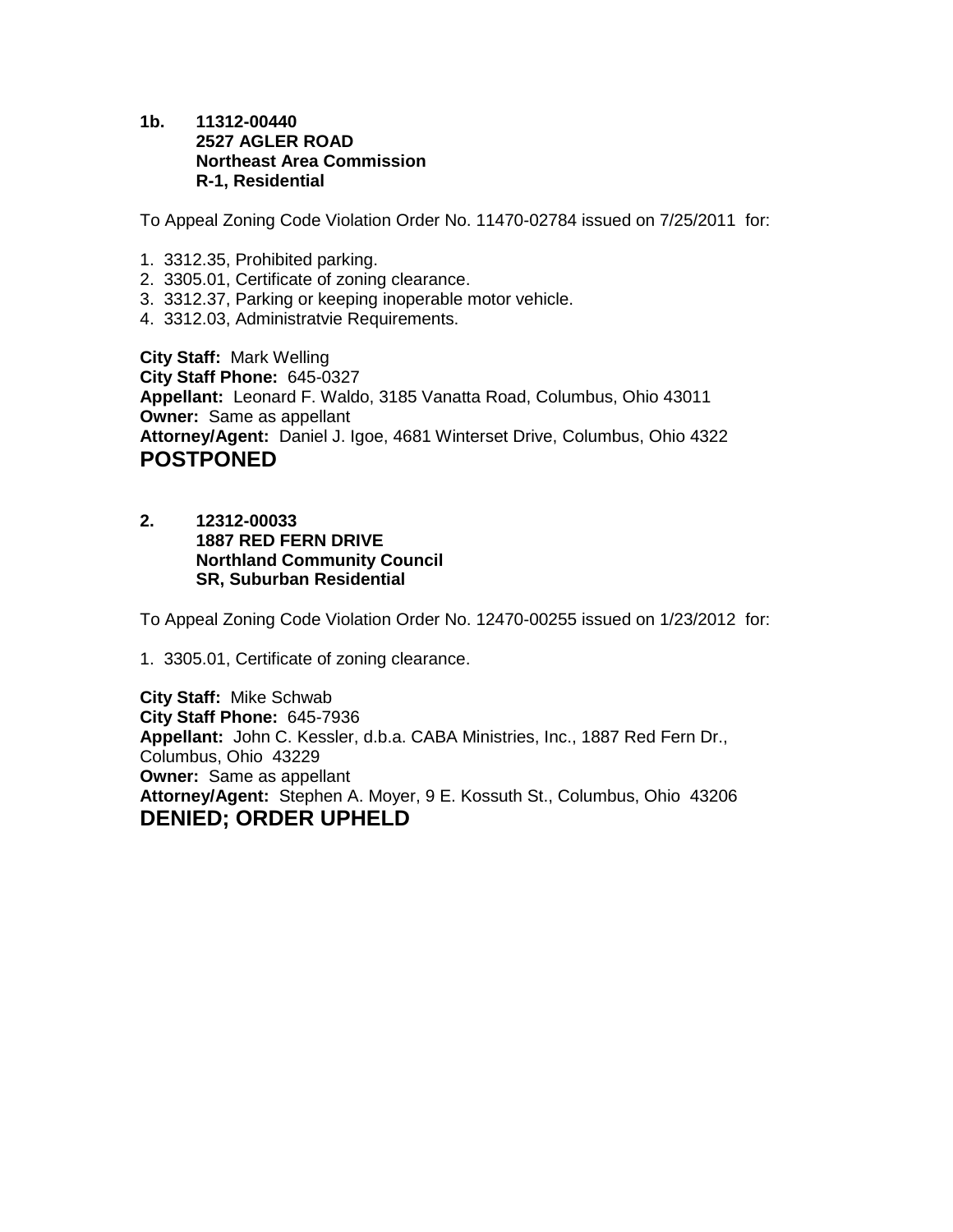**1b. 11312-00440**
**2527 AGLER ROAD**
**Northeast Area Commission**
**R-1, Residential**

To Appeal Zoning Code Violation Order No. 11470-02784 issued on 7/25/2011 for:

1. 3312.35, Prohibited parking.
2. 3305.01, Certificate of zoning clearance.
3. 3312.37, Parking or keeping inoperable motor vehicle.
4. 3312.03, Administratvie Requirements.

**City Staff:** Mark Welling
**City Staff Phone:** 645-0327
**Appellant:** Leonard F. Waldo, 3185 Vanatta Road, Columbus, Ohio 43011
**Owner:** Same as appellant
**Attorney/Agent:** Daniel J. Igoe, 4681 Winterset Drive, Columbus, Ohio 4322

## POSTPONED

**2. 12312-00033**
**1887 RED FERN DRIVE**
**Northland Community Council**
**SR, Suburban Residential**

To Appeal Zoning Code Violation Order No. 12470-00255 issued on 1/23/2012 for:

1. 3305.01, Certificate of zoning clearance.

**City Staff:** Mike Schwab
**City Staff Phone:** 645-7936
**Appellant:** John C. Kessler, d.b.a. CABA Ministries, Inc., 1887 Red Fern Dr., Columbus, Ohio 43229
**Owner:** Same as appellant
**Attorney/Agent:** Stephen A. Moyer, 9 E. Kossuth St., Columbus, Ohio 43206

## DENIED; ORDER UPHELD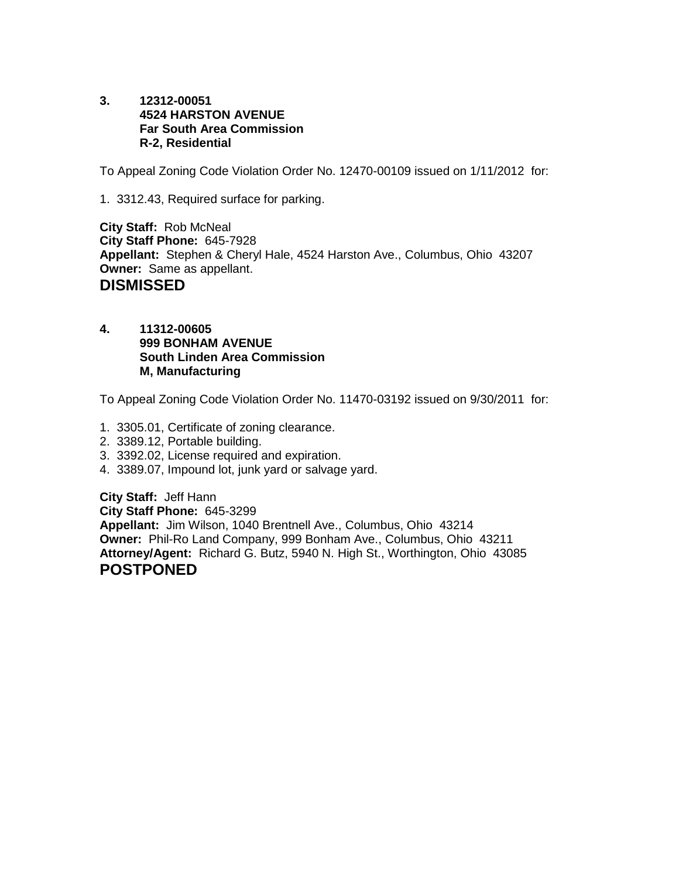**3. 12312-00051**
**4524 HARSTON AVENUE**
**Far South Area Commission**
**R-2, Residential**

To Appeal Zoning Code Violation Order No. 12470-00109 issued on 1/11/2012 for:

1. 3312.43, Required surface for parking.

**City Staff:** Rob McNeal
**City Staff Phone:** 645-7928
**Appellant:** Stephen & Cheryl Hale, 4524 Harston Ave., Columbus, Ohio 43207
**Owner:** Same as appellant.

## DISMISSED

**4. 11312-00605**
**999 BONHAM AVENUE**
**South Linden Area Commission**
**M, Manufacturing**

To Appeal Zoning Code Violation Order No. 11470-03192 issued on 9/30/2011 for:

1. 3305.01, Certificate of zoning clearance.
2. 3389.12, Portable building.
3. 3392.02, License required and expiration.
4. 3389.07, Impound lot, junk yard or salvage yard.

**City Staff:** Jeff Hann
**City Staff Phone:** 645-3299
**Appellant:** Jim Wilson, 1040 Brentnell Ave., Columbus, Ohio 43214
**Owner:** Phil-Ro Land Company, 999 Bonham Ave., Columbus, Ohio 43211
**Attorney/Agent:** Richard G. Butz, 5940 N. High St., Worthington, Ohio 43085

## POSTPONED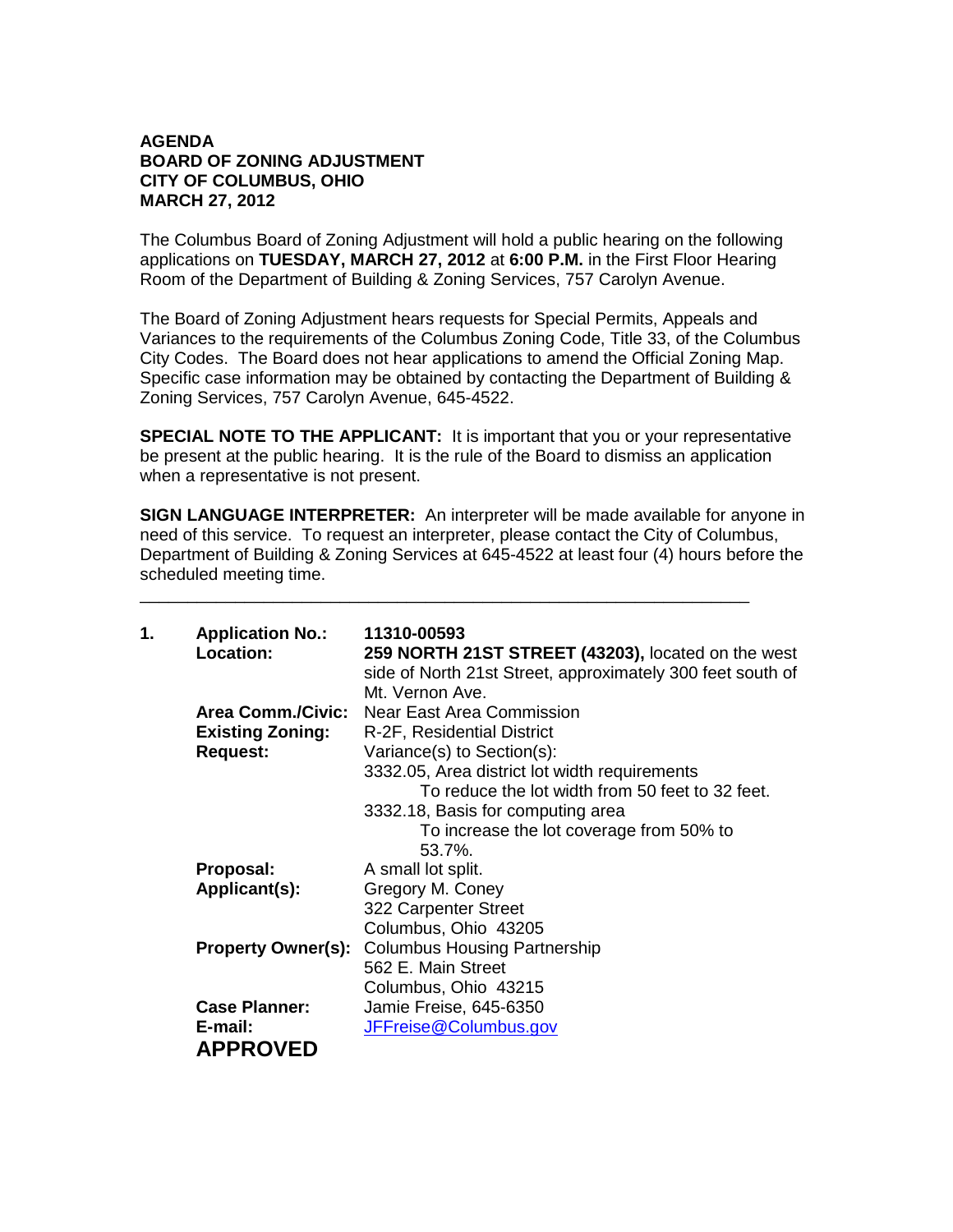**AGENDA**
**BOARD OF ZONING ADJUSTMENT**
**CITY OF COLUMBUS, OHIO**
**MARCH 27, 2012**

The Columbus Board of Zoning Adjustment will hold a public hearing on the following applications on **TUESDAY, MARCH 27, 2012** at **6:00 P.M.** in the First Floor Hearing Room of the Department of Building & Zoning Services, 757 Carolyn Avenue.

The Board of Zoning Adjustment hears requests for Special Permits, Appeals and Variances to the requirements of the Columbus Zoning Code, Title 33, of the Columbus City Codes. The Board does not hear applications to amend the Official Zoning Map. Specific case information may be obtained by contacting the Department of Building & Zoning Services, 757 Carolyn Avenue, 645-4522.

**SPECIAL NOTE TO THE APPLICANT:** It is important that you or your representative be present at the public hearing. It is the rule of the Board to dismiss an application when a representative is not present.

**SIGN LANGUAGE INTERPRETER:** An interpreter will be made available for anyone in need of this service. To request an interpreter, please contact the City of Columbus, Department of Building & Zoning Services at 645-4522 at least four (4) hours before the scheduled meeting time.

---

**1. Application No.:** **11310-00593**

**Location:** **259 NORTH 21ST STREET (43203),** located on the west side of North 21st Street, approximately 300 feet south of Mt. Vernon Ave.

**Area Comm./Civic:** Near East Area Commission

**Existing Zoning:** R-2F, Residential District

**Request:** Variance(s) to Section(s):

3332.05, Area district lot width requirements
  To reduce the lot width from 50 feet to 32 feet.

3332.18, Basis for computing area
  To increase the lot coverage from 50% to 53.7%.

**Proposal:** A small lot split.

**Applicant(s):** Gregory M. Coney
322 Carpenter Street
Columbus, Ohio 43205

**Property Owner(s):** Columbus Housing Partnership
562 E. Main Street
Columbus, Ohio 43215

**Case Planner:** Jamie Freise, 645-6350

**E-mail:** JFFreise@Columbus.gov

**APPROVED**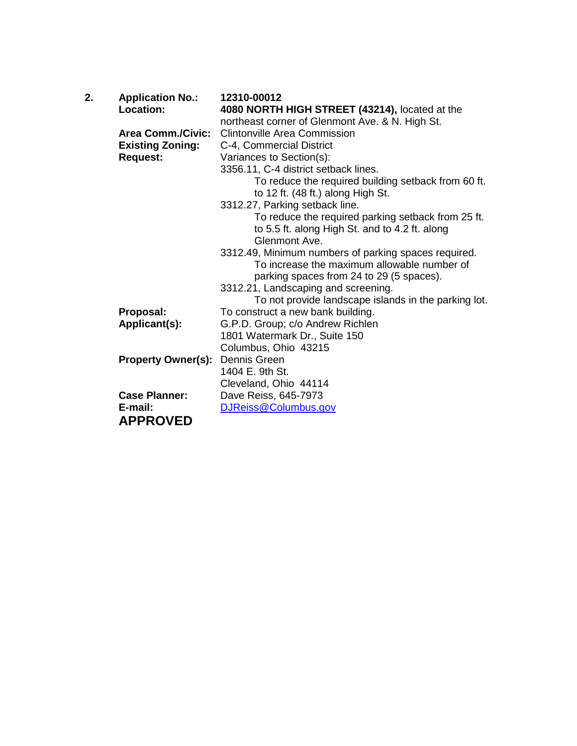**2.** 

**Application No.:** **12310-00012**

**Location:** **4080 NORTH HIGH STREET (43214),** located at the northeast corner of Glenmont Ave. & N. High St.

**Area Comm./Civic:** Clintonville Area Commission

**Existing Zoning:** C-4, Commercial District

**Request:** Variances to Section(s):

3356.11, C-4 district setback lines.
    To reduce the required building setback from 60 ft. to 12 ft. (48 ft.) along High St.

3312.27, Parking setback line.
    To reduce the required parking setback from 25 ft. to 5.5 ft. along High St. and to 4.2 ft. along Glenmont Ave.

3312.49, Minimum numbers of parking spaces required.
    To increase the maximum allowable number of parking spaces from 24 to 29 (5 spaces).

3312.21, Landscaping and screening.
    To not provide landscape islands in the parking lot.

**Proposal:** To construct a new bank building.

**Applicant(s):** G.P.D. Group; c/o Andrew Richlen
1801 Watermark Dr., Suite 150
Columbus, Ohio 43215

**Property Owner(s):** Dennis Green
1404 E. 9th St.
Cleveland, Ohio 44114

**Case Planner:** Dave Reiss, 645-7973

**E-mail:** DJReiss@Columbus.gov

**APPROVED**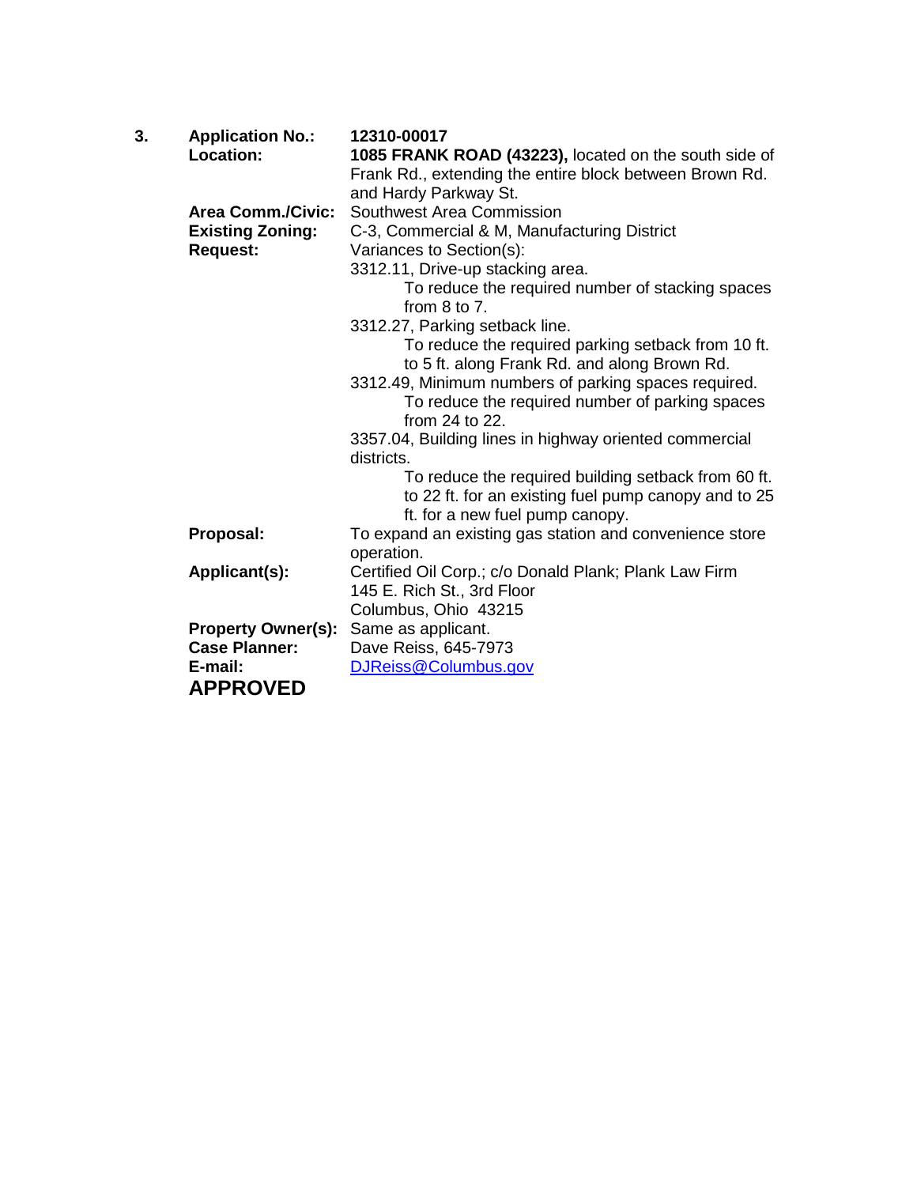**3.** **Application No.:** **12310-00017**

**Location:** **1085 FRANK ROAD (43223),** located on the south side of Frank Rd., extending the entire block between Brown Rd. and Hardy Parkway St.

**Area Comm./Civic:** Southwest Area Commission

**Existing Zoning:** C-3, Commercial & M, Manufacturing District

**Request:** Variances to Section(s):

3312.11, Drive-up stacking area.
To reduce the required number of stacking spaces from 8 to 7.

3312.27, Parking setback line.
To reduce the required parking setback from 10 ft. to 5 ft. along Frank Rd. and along Brown Rd.

3312.49, Minimum numbers of parking spaces required.
To reduce the required number of parking spaces from 24 to 22.

3357.04, Building lines in highway oriented commercial districts.
To reduce the required building setback from 60 ft. to 22 ft. for an existing fuel pump canopy and to 25 ft. for a new fuel pump canopy.

**Proposal:** To expand an existing gas station and convenience store operation.

**Applicant(s):** Certified Oil Corp.; c/o Donald Plank; Plank Law Firm
145 E. Rich St., 3rd Floor
Columbus, Ohio 43215

**Property Owner(s):** Same as applicant.

**Case Planner:** Dave Reiss, 645-7973

**E-mail:** DJReiss@Columbus.gov

**APPROVED**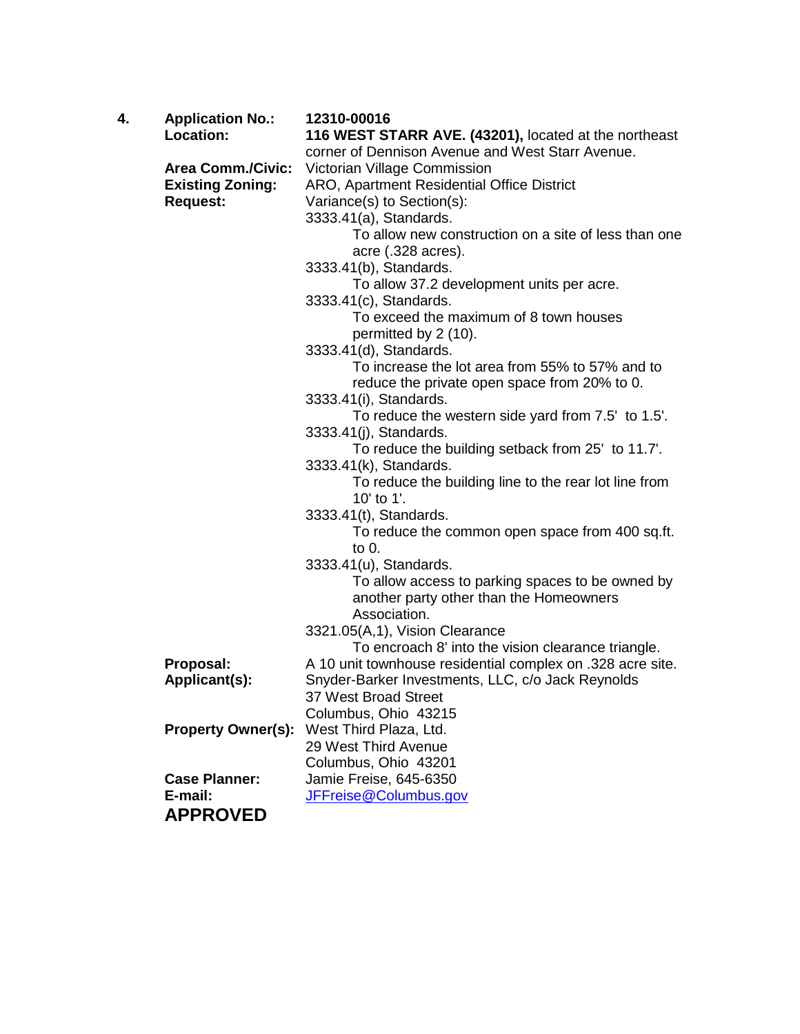4. **Application No.:** **12310-00016**

**Location:** **116 WEST STARR AVE. (43201),** located at the northeast corner of Dennison Avenue and West Starr Avenue.

**Area Comm./Civic:** Victorian Village Commission

**Existing Zoning:** ARO, Apartment Residential Office District

**Request:** Variance(s) to Section(s):

3333.41(a), Standards.
- To allow new construction on a site of less than one acre (.328 acres).

3333.41(b), Standards.
- To allow 37.2 development units per acre.

3333.41(c), Standards.
- To exceed the maximum of 8 town houses permitted by 2 (10).

3333.41(d), Standards.
- To increase the lot area from 55% to 57% and to reduce the private open space from 20% to 0.

3333.41(i), Standards.
- To reduce the western side yard from 7.5' to 1.5'.

3333.41(j), Standards.
- To reduce the building setback from 25' to 11.7'.

3333.41(k), Standards.
- To reduce the building line to the rear lot line from 10' to 1'.

3333.41(t), Standards.
- To reduce the common open space from 400 sq.ft. to 0.

3333.41(u), Standards.
- To allow access to parking spaces to be owned by another party other than the Homeowners Association.

3321.05(A,1), Vision Clearance
- To encroach 8' into the vision clearance triangle.

**Proposal:** A 10 unit townhouse residential complex on .328 acre site.

**Applicant(s):** Snyder-Barker Investments, LLC, c/o Jack Reynolds
37 West Broad Street
Columbus, Ohio 43215

**Property Owner(s):** West Third Plaza, Ltd.
29 West Third Avenue
Columbus, Ohio 43201

**Case Planner:** Jamie Freise, 645-6350

**E-mail:** JFFreise@Columbus.gov

**APPROVED**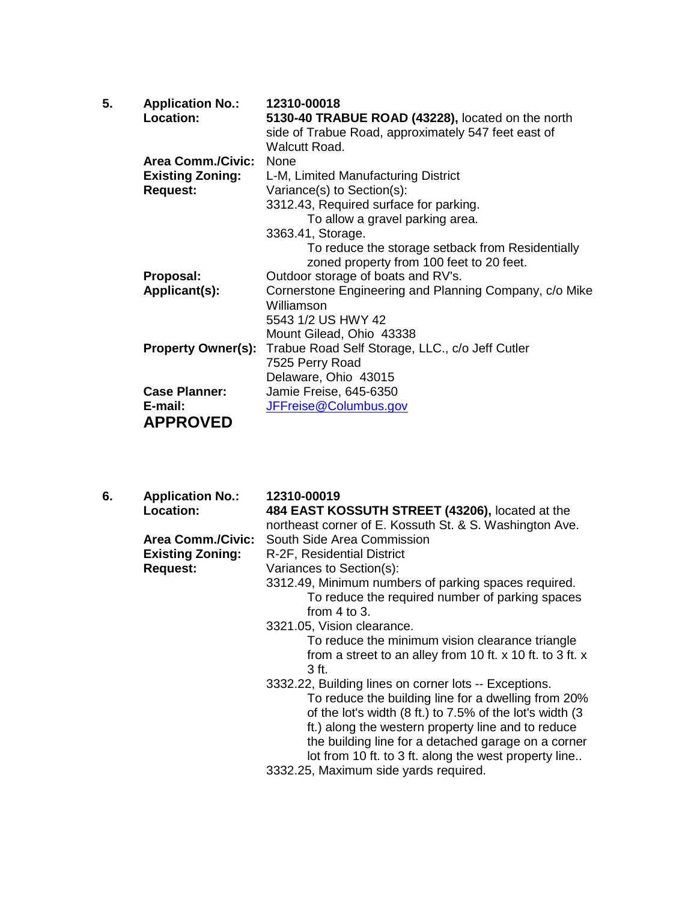5. **Application No.:** **12310-00018**

**Location:** **5130-40 TRABUE ROAD (43228),** located on the north side of Trabue Road, approximately 547 feet east of Walcutt Road.

**Area Comm./Civic:** None

**Existing Zoning:** L-M, Limited Manufacturing District

**Request:** Variance(s) to Section(s):

3312.43, Required surface for parking.
  To allow a gravel parking area.

3363.41, Storage.
  To reduce the storage setback from Residentially zoned property from 100 feet to 20 feet.

**Proposal:** Outdoor storage of boats and RV's.

**Applicant(s):** Cornerstone Engineering and Planning Company, c/o Mike Williamson
5543 1/2 US HWY 42
Mount Gilead, Ohio 43338

**Property Owner(s):** Trabue Road Self Storage, LLC., c/o Jeff Cutler
7525 Perry Road
Delaware, Ohio 43015

**Case Planner:** Jamie Freise, 645-6350

**E-mail:** JFFreise@Columbus.gov

**APPROVED**

6. **Application No.:** **12310-00019**

**Location:** **484 EAST KOSSUTH STREET (43206),** located at the northeast corner of E. Kossuth St. & S. Washington Ave.

**Area Comm./Civic:** South Side Area Commission

**Existing Zoning:** R-2F, Residential District

**Request:** Variances to Section(s):

3312.49, Minimum numbers of parking spaces required.
  To reduce the required number of parking spaces from 4 to 3.

3321.05, Vision clearance.
  To reduce the minimum vision clearance triangle from a street to an alley from 10 ft. x 10 ft. to 3 ft. x 3 ft.

3332.22, Building lines on corner lots -- Exceptions.
  To reduce the building line for a dwelling from 20% of the lot's width (8 ft.) to 7.5% of the lot's width (3 ft.) along the western property line and to reduce the building line for a detached garage on a corner lot from 10 ft. to 3 ft. along the west property line..

3332.25, Maximum side yards required.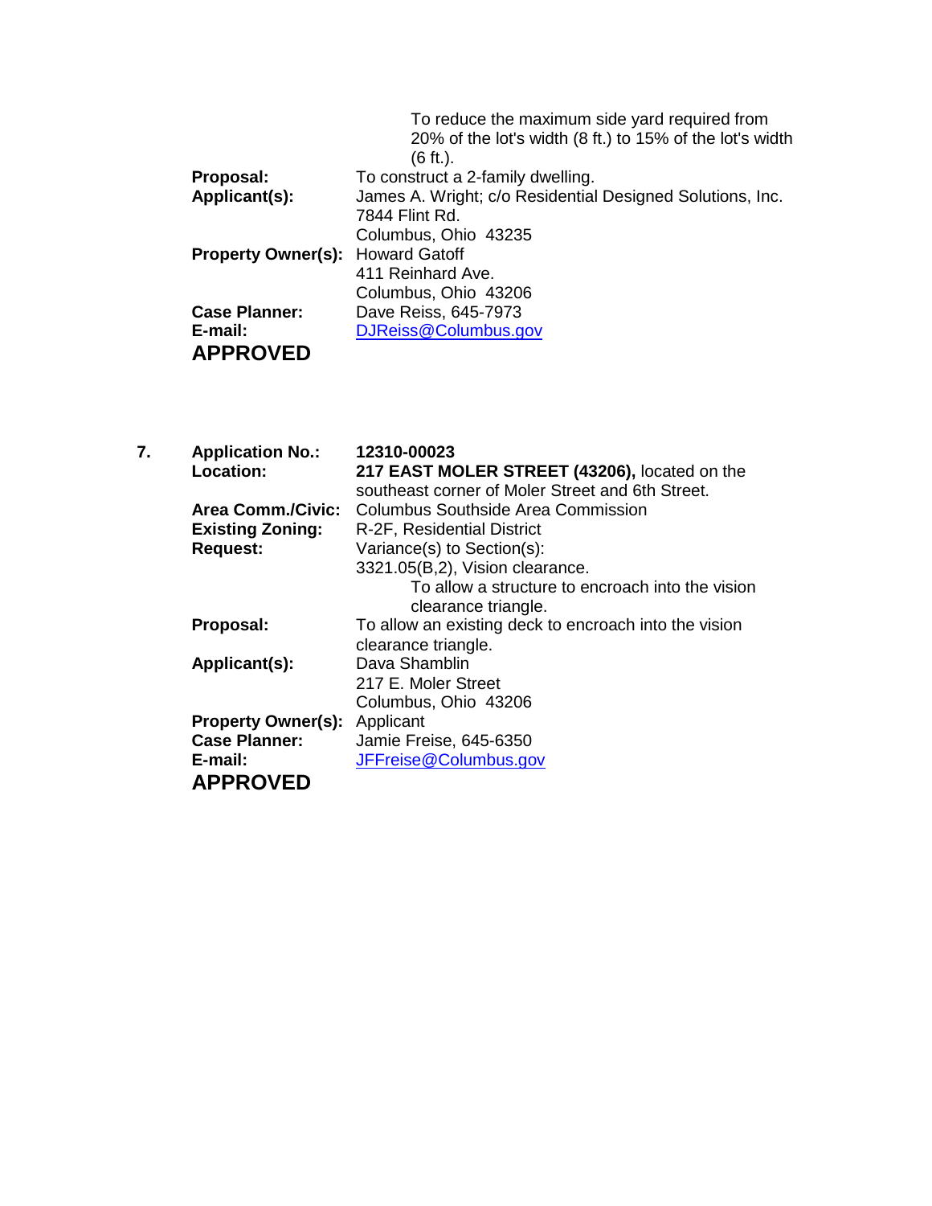To reduce the maximum side yard required from 20% of the lot's width (8 ft.) to 15% of the lot's width (6 ft.).

**Proposal:** To construct a 2-family dwelling.

**Applicant(s):** James A. Wright; c/o Residential Designed Solutions, Inc.
7844 Flint Rd.
Columbus, Ohio 43235

**Property Owner(s):** Howard Gatoff
411 Reinhard Ave.
Columbus, Ohio 43206

**Case Planner:** Dave Reiss, 645-7973

**E-mail:** DJReiss@Columbus.gov

**APPROVED**

**7. Application No.:** **12310-00023**

**Location:** **217 EAST MOLER STREET (43206),** located on the southeast corner of Moler Street and 6th Street.

**Area Comm./Civic:** Columbus Southside Area Commission

**Existing Zoning:** R-2F, Residential District

**Request:** Variance(s) to Section(s):
3321.05(B,2), Vision clearance.
To allow a structure to encroach into the vision clearance triangle.

**Proposal:** To allow an existing deck to encroach into the vision clearance triangle.

**Applicant(s):** Dava Shamblin
217 E. Moler Street
Columbus, Ohio 43206

**Property Owner(s):** Applicant

**Case Planner:** Jamie Freise, 645-6350

**E-mail:** JFFreise@Columbus.gov

**APPROVED**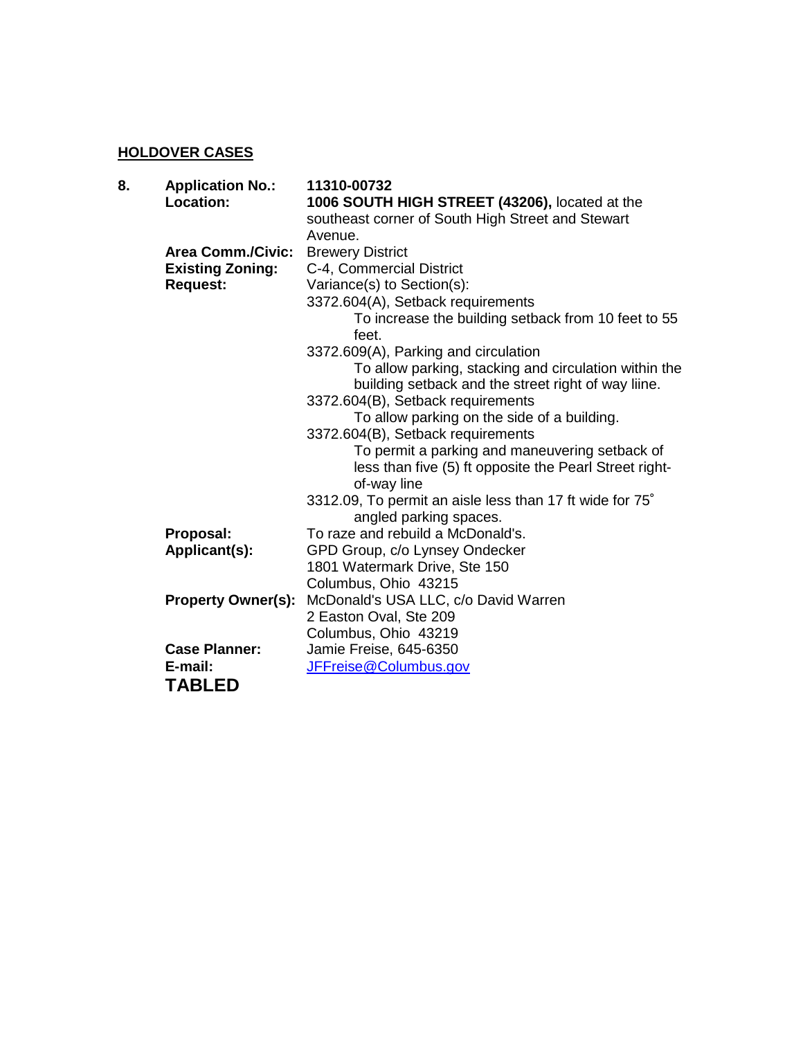## HOLDOVER CASES

**8. Application No.:** **11310-00732**

**Location:** **1006 SOUTH HIGH STREET (43206),** located at the southeast corner of South High Street and Stewart Avenue.

**Area Comm./Civic:** Brewery District

**Existing Zoning:** C-4, Commercial District

**Request:** Variance(s) to Section(s):

3372.604(A), Setback requirements
- To increase the building setback from 10 feet to 55 feet.

3372.609(A), Parking and circulation
- To allow parking, stacking and circulation within the building setback and the street right of way liine.

3372.604(B), Setback requirements
- To allow parking on the side of a building.

3372.604(B), Setback requirements
- To permit a parking and maneuvering setback of less than five (5) ft opposite the Pearl Street right-of-way line

3312.09, To permit an aisle less than 17 ft wide for 75˚ angled parking spaces.

**Proposal:** To raze and rebuild a McDonald's.

**Applicant(s):** GPD Group, c/o Lynsey Ondecker
1801 Watermark Drive, Ste 150
Columbus, Ohio 43215

**Property Owner(s):** McDonald's USA LLC, c/o David Warren
2 Easton Oval, Ste 209
Columbus, Ohio 43219

**Case Planner:** Jamie Freise, 645-6350

**E-mail:** JFFreise@Columbus.gov

**TABLED**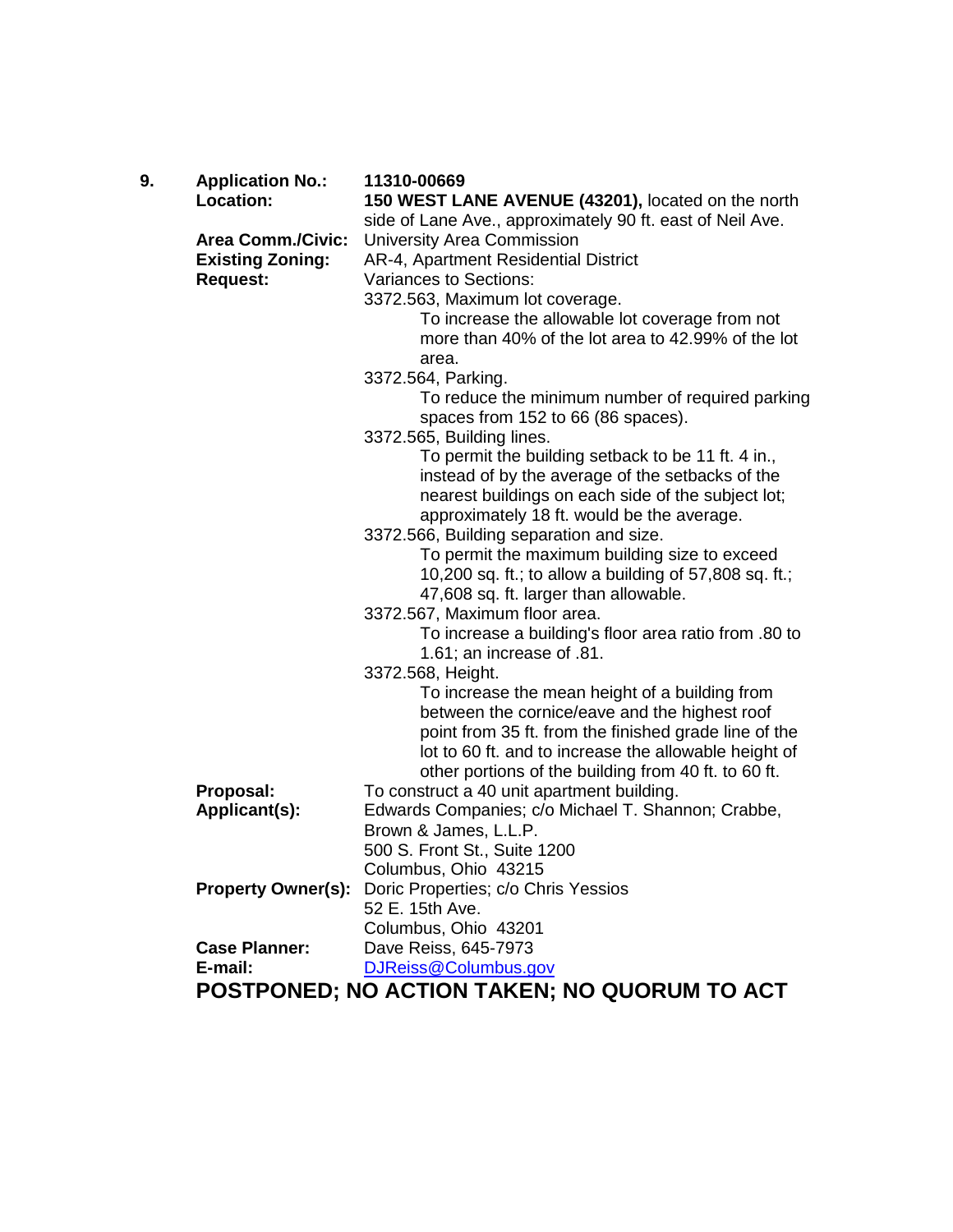**9.** **Application No.:** **11310-00669**

**Location:** **150 WEST LANE AVENUE (43201),** located on the north side of Lane Ave., approximately 90 ft. east of Neil Ave.

**Area Comm./Civic:** University Area Commission

**Existing Zoning:** AR-4, Apartment Residential District

**Request:** Variances to Sections:

3372.563, Maximum lot coverage.
  To increase the allowable lot coverage from not more than 40% of the lot area to 42.99% of the lot area.

3372.564, Parking.
  To reduce the minimum number of required parking spaces from 152 to 66 (86 spaces).

3372.565, Building lines.
  To permit the building setback to be 11 ft. 4 in., instead of by the average of the setbacks of the nearest buildings on each side of the subject lot; approximately 18 ft. would be the average.

3372.566, Building separation and size.
  To permit the maximum building size to exceed 10,200 sq. ft.; to allow a building of 57,808 sq. ft.; 47,608 sq. ft. larger than allowable.

3372.567, Maximum floor area.
  To increase a building's floor area ratio from .80 to 1.61; an increase of .81.

3372.568, Height.
  To increase the mean height of a building from between the cornice/eave and the highest roof point from 35 ft. from the finished grade line of the lot to 60 ft. and to increase the allowable height of other portions of the building from 40 ft. to 60 ft.

**Proposal:** To construct a 40 unit apartment building.

**Applicant(s):** Edwards Companies; c/o Michael T. Shannon; Crabbe, Brown & James, L.L.P.
500 S. Front St., Suite 1200
Columbus, Ohio 43215

**Property Owner(s):** Doric Properties; c/o Chris Yessios
52 E. 15th Ave.
Columbus, Ohio 43201

**Case Planner:** Dave Reiss, 645-7973

**E-mail:** DJReiss@Columbus.gov

**POSTPONED; NO ACTION TAKEN; NO QUORUM TO ACT**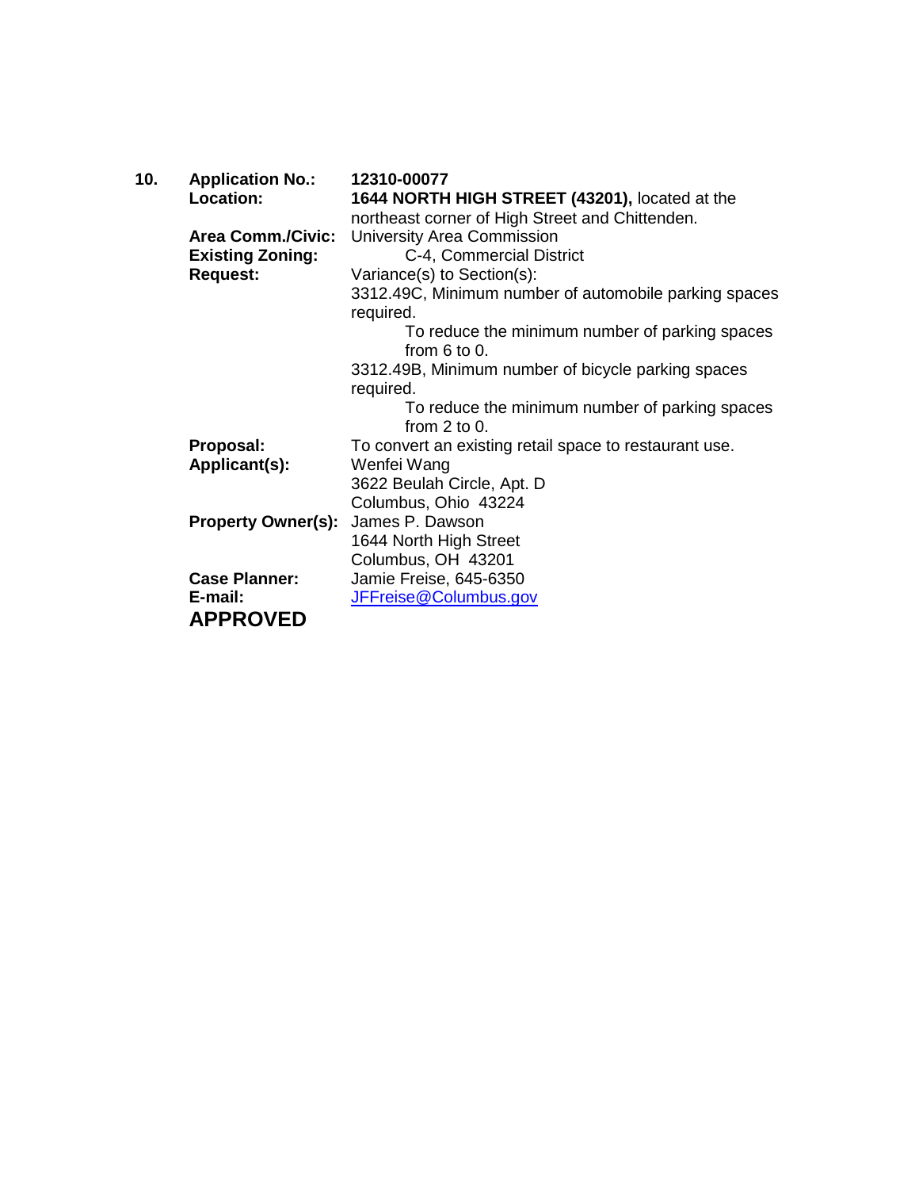**10.** **Application No.:** **12310-00077**

**Location:** **1644 NORTH HIGH STREET (43201),** located at the northeast corner of High Street and Chittenden.

**Area Comm./Civic:** University Area Commission

**Existing Zoning:** C-4, Commercial District

**Request:** Variance(s) to Section(s):

3312.49C, Minimum number of automobile parking spaces required.

To reduce the minimum number of parking spaces from 6 to 0.

3312.49B, Minimum number of bicycle parking spaces required.

To reduce the minimum number of parking spaces from 2 to 0.

**Proposal:** To convert an existing retail space to restaurant use.

**Applicant(s):** Wenfei Wang
3622 Beulah Circle, Apt. D
Columbus, Ohio 43224

**Property Owner(s):** James P. Dawson
1644 North High Street
Columbus, OH 43201

**Case Planner:** Jamie Freise, 645-6350

**E-mail:** JFFreise@Columbus.gov

**APPROVED**